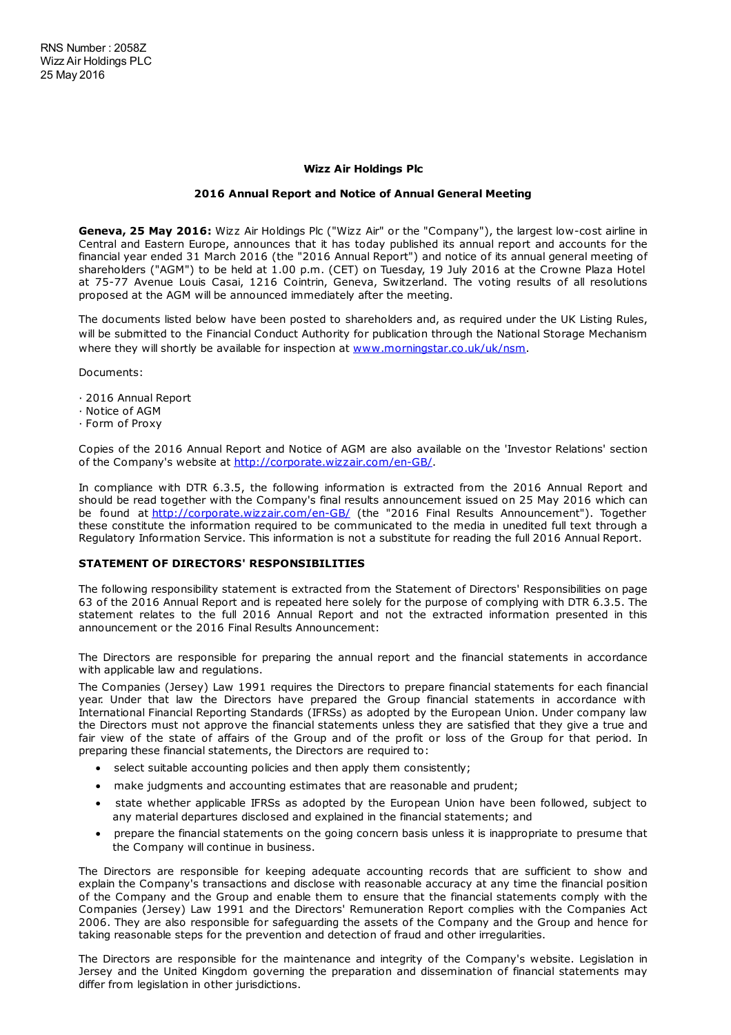RNS Number : 2058Z
Wizz Air Holdings PLC
25 May 2016

**Wizz Air Holdings Plc**

**2016 Annual Report and Notice of Annual General Meeting**

**Geneva, 25 May 2016:** Wizz Air Holdings Plc ("Wizz Air" or the "Company"), the largest low-cost airline in Central and Eastern Europe, announces that it has today published its annual report and accounts for the financial year ended 31 March 2016 (the "2016 Annual Report") and notice of its annual general meeting of shareholders ("AGM") to be held at 1.00 p.m. (CET) on Tuesday, 19 July 2016 at the Crowne Plaza Hotel at 75-77 Avenue Louis Casai, 1216 Cointrin, Geneva, Switzerland. The voting results of all resolutions proposed at the AGM will be announced immediately after the meeting.

The documents listed below have been posted to shareholders and, as required under the UK Listing Rules, will be submitted to the Financial Conduct Authority for publication through the National Storage Mechanism where they will shortly be available for inspection at www.morningstar.co.uk/uk/nsm.

Documents:

· 2016 Annual Report
· Notice of AGM
· Form of Proxy

Copies of the 2016 Annual Report and Notice of AGM are also available on the 'Investor Relations' section of the Company's website at http://corporate.wizzair.com/en-GB/.

In compliance with DTR 6.3.5, the following information is extracted from the 2016 Annual Report and should be read together with the Company's final results announcement issued on 25 May 2016 which can be found at http://corporate.wizzair.com/en-GB/ (the "2016 Final Results Announcement"). Together these constitute the information required to be communicated to the media in unedited full text through a Regulatory Information Service. This information is not a substitute for reading the full 2016 Annual Report.

**STATEMENT OF DIRECTORS' RESPONSIBILITIES**

The following responsibility statement is extracted from the Statement of Directors' Responsibilities on page 63 of the 2016 Annual Report and is repeated here solely for the purpose of complying with DTR 6.3.5. The statement relates to the full 2016 Annual Report and not the extracted information presented in this announcement or the 2016 Final Results Announcement:

The Directors are responsible for preparing the annual report and the financial statements in accordance with applicable law and regulations.

The Companies (Jersey) Law 1991 requires the Directors to prepare financial statements for each financial year. Under that law the Directors have prepared the Group financial statements in accordance with International Financial Reporting Standards (IFRSs) as adopted by the European Union. Under company law the Directors must not approve the financial statements unless they are satisfied that they give a true and fair view of the state of affairs of the Group and of the profit or loss of the Group for that period. In preparing these financial statements, the Directors are required to:

- select suitable accounting policies and then apply them consistently;
- make judgments and accounting estimates that are reasonable and prudent;
- state whether applicable IFRSs as adopted by the European Union have been followed, subject to any material departures disclosed and explained in the financial statements; and
- prepare the financial statements on the going concern basis unless it is inappropriate to presume that the Company will continue in business.

The Directors are responsible for keeping adequate accounting records that are sufficient to show and explain the Company's transactions and disclose with reasonable accuracy at any time the financial position of the Company and the Group and enable them to ensure that the financial statements comply with the Companies (Jersey) Law 1991 and the Directors' Remuneration Report complies with the Companies Act 2006. They are also responsible for safeguarding the assets of the Company and the Group and hence for taking reasonable steps for the prevention and detection of fraud and other irregularities.

The Directors are responsible for the maintenance and integrity of the Company's website. Legislation in Jersey and the United Kingdom governing the preparation and dissemination of financial statements may differ from legislation in other jurisdictions.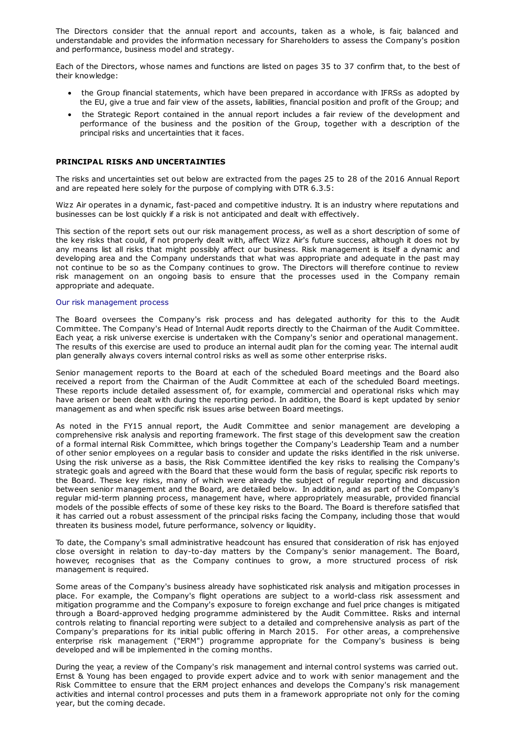The Directors consider that the annual report and accounts, taken as a whole, is fair, balanced and understandable and provides the information necessary for Shareholders to assess the Company's position and performance, business model and strategy.

Each of the Directors, whose names and functions are listed on pages 35 to 37 confirm that, to the best of their knowledge:

- the Group financial statements, which have been prepared in accordance with IFRSs as adopted by the EU, give a true and fair view of the assets, liabilities, financial position and profit of the Group; and
- the Strategic Report contained in the annual report includes a fair review of the development and performance of the business and the position of the Group, together with a description of the principal risks and uncertainties that it faces.

## PRINCIPAL RISKS AND UNCERTAINTIES

The risks and uncertainties set out below are extracted from the pages 25 to 28 of the 2016 Annual Report and are repeated here solely for the purpose of complying with DTR 6.3.5:

Wizz Air operates in a dynamic, fast-paced and competitive industry. It is an industry where reputations and businesses can be lost quickly if a risk is not anticipated and dealt with effectively.

This section of the report sets out our risk management process, as well as a short description of some of the key risks that could, if not properly dealt with, affect Wizz Air's future success, although it does not by any means list all risks that might possibly affect our business. Risk management is itself a dynamic and developing area and the Company understands that what was appropriate and adequate in the past may not continue to be so as the Company continues to grow. The Directors will therefore continue to review risk management on an ongoing basis to ensure that the processes used in the Company remain appropriate and adequate.

### Our risk management process

The Board oversees the Company's risk process and has delegated authority for this to the Audit Committee. The Company's Head of Internal Audit reports directly to the Chairman of the Audit Committee. Each year, a risk universe exercise is undertaken with the Company's senior and operational management. The results of this exercise are used to produce an internal audit plan for the coming year. The internal audit plan generally always covers internal control risks as well as some other enterprise risks.

Senior management reports to the Board at each of the scheduled Board meetings and the Board also received a report from the Chairman of the Audit Committee at each of the scheduled Board meetings. These reports include detailed assessment of, for example, commercial and operational risks which may have arisen or been dealt with during the reporting period. In addition, the Board is kept updated by senior management as and when specific risk issues arise between Board meetings.

As noted in the FY15 annual report, the Audit Committee and senior management are developing a comprehensive risk analysis and reporting framework. The first stage of this development saw the creation of a formal internal Risk Committee, which brings together the Company's Leadership Team and a number of other senior employees on a regular basis to consider and update the risks identified in the risk universe. Using the risk universe as a basis, the Risk Committee identified the key risks to realising the Company's strategic goals and agreed with the Board that these would form the basis of regular, specific risk reports to the Board. These key risks, many of which were already the subject of regular reporting and discussion between senior management and the Board, are detailed below. In addition, and as part of the Company's regular mid-term planning process, management have, where appropriately measurable, provided financial models of the possible effects of some of these key risks to the Board. The Board is therefore satisfied that it has carried out a robust assessment of the principal risks facing the Company, including those that would threaten its business model, future performance, solvency or liquidity.

To date, the Company's small administrative headcount has ensured that consideration of risk has enjoyed close oversight in relation to day-to-day matters by the Company's senior management. The Board, however, recognises that as the Company continues to grow, a more structured process of risk management is required.

Some areas of the Company's business already have sophisticated risk analysis and mitigation processes in place. For example, the Company's flight operations are subject to a world-class risk assessment and mitigation programme and the Company's exposure to foreign exchange and fuel price changes is mitigated through a Board-approved hedging programme administered by the Audit Committee. Risks and internal controls relating to financial reporting were subject to a detailed and comprehensive analysis as part of the Company's preparations for its initial public offering in March 2015. For other areas, a comprehensive enterprise risk management ("ERM") programme appropriate for the Company's business is being developed and will be implemented in the coming months.

During the year, a review of the Company's risk management and internal control systems was carried out. Ernst & Young has been engaged to provide expert advice and to work with senior management and the Risk Committee to ensure that the ERM project enhances and develops the Company's risk management activities and internal control processes and puts them in a framework appropriate not only for the coming year, but the coming decade.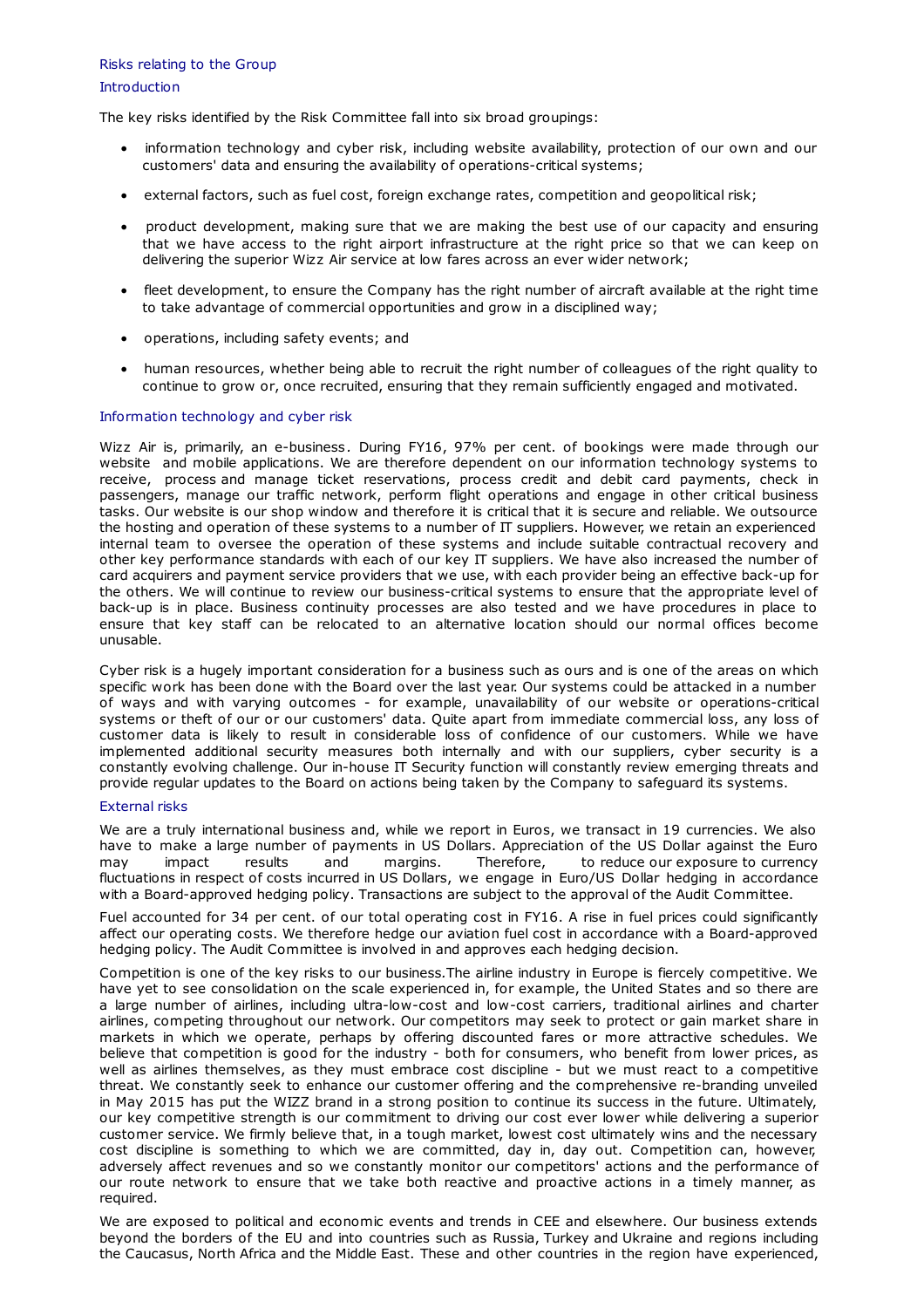## Risks relating to the Group

### Introduction

The key risks identified by the Risk Committee fall into six broad groupings:

- information technology and cyber risk, including website availability, protection of our own and our customers' data and ensuring the availability of operations-critical systems;
- external factors, such as fuel cost, foreign exchange rates, competition and geopolitical risk;
- product development, making sure that we are making the best use of our capacity and ensuring that we have access to the right airport infrastructure at the right price so that we can keep on delivering the superior Wizz Air service at low fares across an ever wider network;
- fleet development, to ensure the Company has the right number of aircraft available at the right time to take advantage of commercial opportunities and grow in a disciplined way;
- operations, including safety events; and
- human resources, whether being able to recruit the right number of colleagues of the right quality to continue to grow or, once recruited, ensuring that they remain sufficiently engaged and motivated.

### Information technology and cyber risk

Wizz Air is, primarily, an e-business. During FY16, 97% per cent. of bookings were made through our website and mobile applications. We are therefore dependent on our information technology systems to receive, process and manage ticket reservations, process credit and debit card payments, check in passengers, manage our traffic network, perform flight operations and engage in other critical business tasks. Our website is our shop window and therefore it is critical that it is secure and reliable. We outsource the hosting and operation of these systems to a number of IT suppliers. However, we retain an experienced internal team to oversee the operation of these systems and include suitable contractual recovery and other key performance standards with each of our key IT suppliers. We have also increased the number of card acquirers and payment service providers that we use, with each provider being an effective back-up for the others. We will continue to review our business-critical systems to ensure that the appropriate level of back-up is in place. Business continuity processes are also tested and we have procedures in place to ensure that key staff can be relocated to an alternative location should our normal offices become unusable.

Cyber risk is a hugely important consideration for a business such as ours and is one of the areas on which specific work has been done with the Board over the last year. Our systems could be attacked in a number of ways and with varying outcomes - for example, unavailability of our website or operations-critical systems or theft of our or our customers' data. Quite apart from immediate commercial loss, any loss of customer data is likely to result in considerable loss of confidence of our customers. While we have implemented additional security measures both internally and with our suppliers, cyber security is a constantly evolving challenge. Our in-house IT Security function will constantly review emerging threats and provide regular updates to the Board on actions being taken by the Company to safeguard its systems.

### External risks

We are a truly international business and, while we report in Euros, we transact in 19 currencies. We also have to make a large number of payments in US Dollars. Appreciation of the US Dollar against the Euro may impact results and margins. Therefore, to reduce our exposure to currency fluctuations in respect of costs incurred in US Dollars, we engage in Euro/US Dollar hedging in accordance with a Board-approved hedging policy. Transactions are subject to the approval of the Audit Committee.

Fuel accounted for 34 per cent. of our total operating cost in FY16. A rise in fuel prices could significantly affect our operating costs. We therefore hedge our aviation fuel cost in accordance with a Board-approved hedging policy. The Audit Committee is involved in and approves each hedging decision.

Competition is one of the key risks to our business.The airline industry in Europe is fiercely competitive. We have yet to see consolidation on the scale experienced in, for example, the United States and so there are a large number of airlines, including ultra-low-cost and low-cost carriers, traditional airlines and charter airlines, competing throughout our network. Our competitors may seek to protect or gain market share in markets in which we operate, perhaps by offering discounted fares or more attractive schedules. We believe that competition is good for the industry - both for consumers, who benefit from lower prices, as well as airlines themselves, as they must embrace cost discipline - but we must react to a competitive threat. We constantly seek to enhance our customer offering and the comprehensive re-branding unveiled in May 2015 has put the WIZZ brand in a strong position to continue its success in the future. Ultimately, our key competitive strength is our commitment to driving our cost ever lower while delivering a superior customer service. We firmly believe that, in a tough market, lowest cost ultimately wins and the necessary cost discipline is something to which we are committed, day in, day out. Competition can, however, adversely affect revenues and so we constantly monitor our competitors' actions and the performance of our route network to ensure that we take both reactive and proactive actions in a timely manner, as required.

We are exposed to political and economic events and trends in CEE and elsewhere. Our business extends beyond the borders of the EU and into countries such as Russia, Turkey and Ukraine and regions including the Caucasus, North Africa and the Middle East. These and other countries in the region have experienced,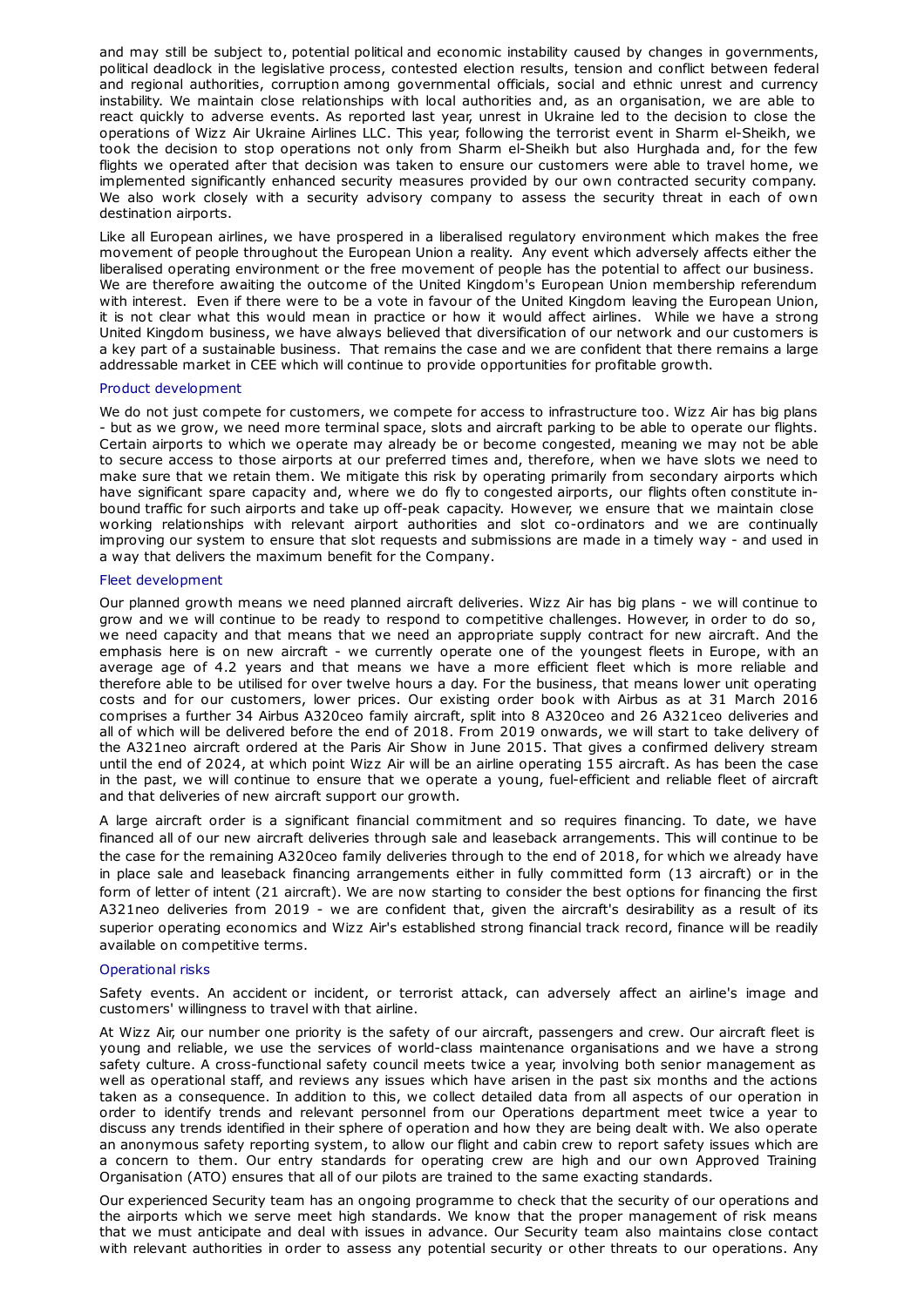and may still be subject to, potential political and economic instability caused by changes in governments, political deadlock in the legislative process, contested election results, tension and conflict between federal and regional authorities, corruption among governmental officials, social and ethnic unrest and currency instability. We maintain close relationships with local authorities and, as an organisation, we are able to react quickly to adverse events. As reported last year, unrest in Ukraine led to the decision to close the operations of Wizz Air Ukraine Airlines LLC. This year, following the terrorist event in Sharm el-Sheikh, we took the decision to stop operations not only from Sharm el-Sheikh but also Hurghada and, for the few flights we operated after that decision was taken to ensure our customers were able to travel home, we implemented significantly enhanced security measures provided by our own contracted security company. We also work closely with a security advisory company to assess the security threat in each of own destination airports.

Like all European airlines, we have prospered in a liberalised regulatory environment which makes the free movement of people throughout the European Union a reality. Any event which adversely affects either the liberalised operating environment or the free movement of people has the potential to affect our business. We are therefore awaiting the outcome of the United Kingdom's European Union membership referendum with interest. Even if there were to be a vote in favour of the United Kingdom leaving the European Union, it is not clear what this would mean in practice or how it would affect airlines. While we have a strong United Kingdom business, we have always believed that diversification of our network and our customers is a key part of a sustainable business. That remains the case and we are confident that there remains a large addressable market in CEE which will continue to provide opportunities for profitable growth.

### Product development

We do not just compete for customers, we compete for access to infrastructure too. Wizz Air has big plans - but as we grow, we need more terminal space, slots and aircraft parking to be able to operate our flights. Certain airports to which we operate may already be or become congested, meaning we may not be able to secure access to those airports at our preferred times and, therefore, when we have slots we need to make sure that we retain them. We mitigate this risk by operating primarily from secondary airports which have significant spare capacity and, where we do fly to congested airports, our flights often constitute in-bound traffic for such airports and take up off-peak capacity. However, we ensure that we maintain close working relationships with relevant airport authorities and slot co-ordinators and we are continually improving our system to ensure that slot requests and submissions are made in a timely way - and used in a way that delivers the maximum benefit for the Company.

### Fleet development

Our planned growth means we need planned aircraft deliveries. Wizz Air has big plans - we will continue to grow and we will continue to be ready to respond to competitive challenges. However, in order to do so, we need capacity and that means that we need an appropriate supply contract for new aircraft. And the emphasis here is on new aircraft - we currently operate one of the youngest fleets in Europe, with an average age of 4.2 years and that means we have a more efficient fleet which is more reliable and therefore able to be utilised for over twelve hours a day. For the business, that means lower unit operating costs and for our customers, lower prices. Our existing order book with Airbus as at 31 March 2016 comprises a further 34 Airbus A320ceo family aircraft, split into 8 A320ceo and 26 A321ceo deliveries and all of which will be delivered before the end of 2018. From 2019 onwards, we will start to take delivery of the A321neo aircraft ordered at the Paris Air Show in June 2015. That gives a confirmed delivery stream until the end of 2024, at which point Wizz Air will be an airline operating 155 aircraft. As has been the case in the past, we will continue to ensure that we operate a young, fuel-efficient and reliable fleet of aircraft and that deliveries of new aircraft support our growth.

A large aircraft order is a significant financial commitment and so requires financing. To date, we have financed all of our new aircraft deliveries through sale and leaseback arrangements. This will continue to be the case for the remaining A320ceo family deliveries through to the end of 2018, for which we already have in place sale and leaseback financing arrangements either in fully committed form (13 aircraft) or in the form of letter of intent (21 aircraft). We are now starting to consider the best options for financing the first A321neo deliveries from 2019 - we are confident that, given the aircraft's desirability as a result of its superior operating economics and Wizz Air's established strong financial track record, finance will be readily available on competitive terms.

### Operational risks

Safety events. An accident or incident, or terrorist attack, can adversely affect an airline's image and customers' willingness to travel with that airline.

At Wizz Air, our number one priority is the safety of our aircraft, passengers and crew. Our aircraft fleet is young and reliable, we use the services of world-class maintenance organisations and we have a strong safety culture. A cross-functional safety council meets twice a year, involving both senior management as well as operational staff, and reviews any issues which have arisen in the past six months and the actions taken as a consequence. In addition to this, we collect detailed data from all aspects of our operation in order to identify trends and relevant personnel from our Operations department meet twice a year to discuss any trends identified in their sphere of operation and how they are being dealt with. We also operate an anonymous safety reporting system, to allow our flight and cabin crew to report safety issues which are a concern to them. Our entry standards for operating crew are high and our own Approved Training Organisation (ATO) ensures that all of our pilots are trained to the same exacting standards.

Our experienced Security team has an ongoing programme to check that the security of our operations and the airports which we serve meet high standards. We know that the proper management of risk means that we must anticipate and deal with issues in advance. Our Security team also maintains close contact with relevant authorities in order to assess any potential security or other threats to our operations. Any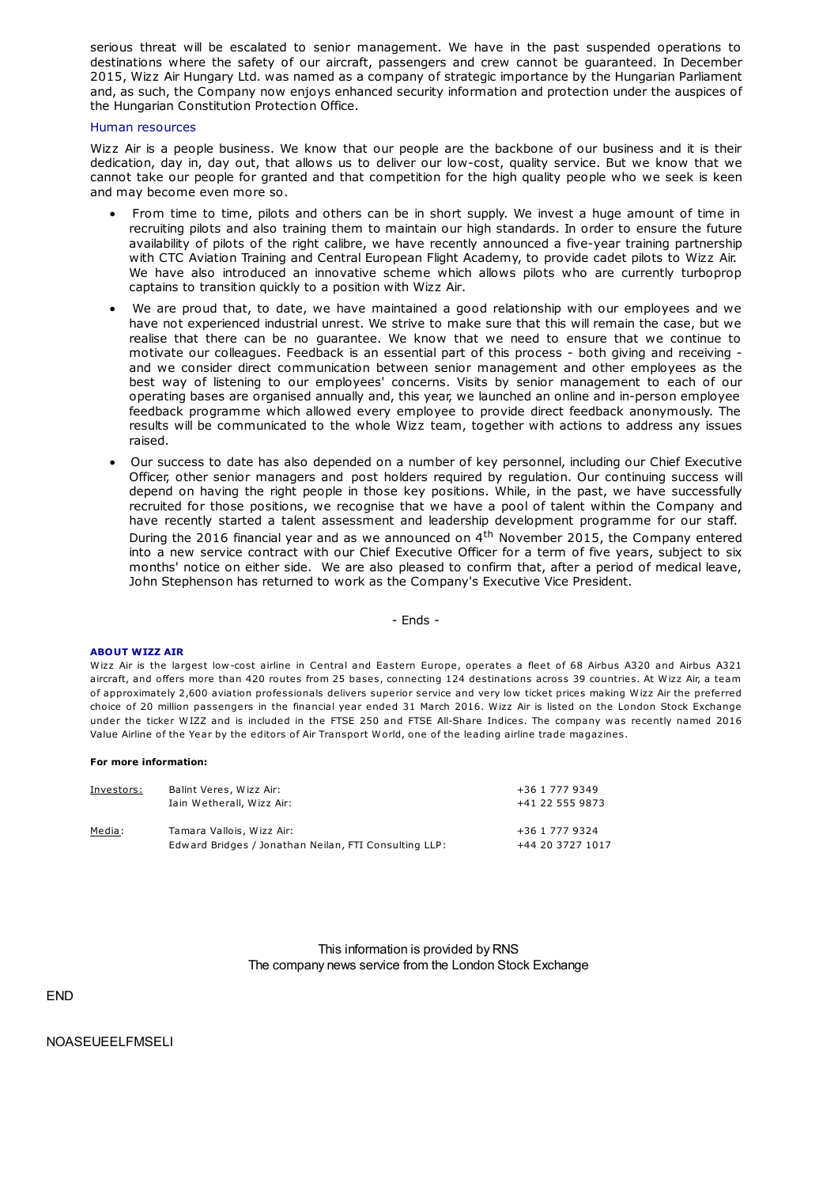serious threat will be escalated to senior management. We have in the past suspended operations to destinations where the safety of our aircraft, passengers and crew cannot be guaranteed. In December 2015, Wizz Air Hungary Ltd. was named as a company of strategic importance by the Hungarian Parliament and, as such, the Company now enjoys enhanced security information and protection under the auspices of the Hungarian Constitution Protection Office.

### Human resources

Wizz Air is a people business. We know that our people are the backbone of our business and it is their dedication, day in, day out, that allows us to deliver our low-cost, quality service. But we know that we cannot take our people for granted and that competition for the high quality people who we seek is keen and may become even more so.

- From time to time, pilots and others can be in short supply. We invest a huge amount of time in recruiting pilots and also training them to maintain our high standards. In order to ensure the future availability of pilots of the right calibre, we have recently announced a five-year training partnership with CTC Aviation Training and Central European Flight Academy, to provide cadet pilots to Wizz Air. We have also introduced an innovative scheme which allows pilots who are currently turboprop captains to transition quickly to a position with Wizz Air.
- We are proud that, to date, we have maintained a good relationship with our employees and we have not experienced industrial unrest. We strive to make sure that this will remain the case, but we realise that there can be no guarantee. We know that we need to ensure that we continue to motivate our colleagues. Feedback is an essential part of this process - both giving and receiving - and we consider direct communication between senior management and other employees as the best way of listening to our employees' concerns. Visits by senior management to each of our operating bases are organised annually and, this year, we launched an online and in-person employee feedback programme which allowed every employee to provide direct feedback anonymously. The results will be communicated to the whole Wizz team, together with actions to address any issues raised.
- Our success to date has also depended on a number of key personnel, including our Chief Executive Officer, other senior managers and post holders required by regulation. Our continuing success will depend on having the right people in those key positions. While, in the past, we have successfully recruited for those positions, we recognise that we have a pool of talent within the Company and have recently started a talent assessment and leadership development programme for our staff. During the 2016 financial year and as we announced on 4th November 2015, the Company entered into a new service contract with our Chief Executive Officer for a term of five years, subject to six months' notice on either side. We are also pleased to confirm that, after a period of medical leave, John Stephenson has returned to work as the Company's Executive Vice President.

- Ends -

**ABOUT WIZZ AIR**

Wizz Air is the largest low-cost airline in Central and Eastern Europe, operates a fleet of 68 Airbus A320 and Airbus A321 aircraft, and offers more than 420 routes from 25 bases, connecting 124 destinations across 39 countries. At Wizz Air, a team of approximately 2,600 aviation professionals delivers superior service and very low ticket prices making Wizz Air the preferred choice of 20 million passengers in the financial year ended 31 March 2016. Wizz Air is listed on the London Stock Exchange under the ticker WIZZ and is included in the FTSE 250 and FTSE All-Share Indices. The company was recently named 2016 Value Airline of the Year by the editors of Air Transport World, one of the leading airline trade magazines.

**For more information:**

| | | |
|---|---|---|
| Investors: | Balint Veres, Wizz Air: | +36 1 777 9349 |
| | Iain Wetherall, Wizz Air: | +41 22 555 9873 |
| Media: | Tamara Vallois, Wizz Air: | +36 1 777 9324 |
| | Edward Bridges / Jonathan Neilan, FTI Consulting LLP: | +44 20 3727 1017 |

This information is provided by RNS
The company news service from the London Stock Exchange

END

NOASEUEELFMSELI